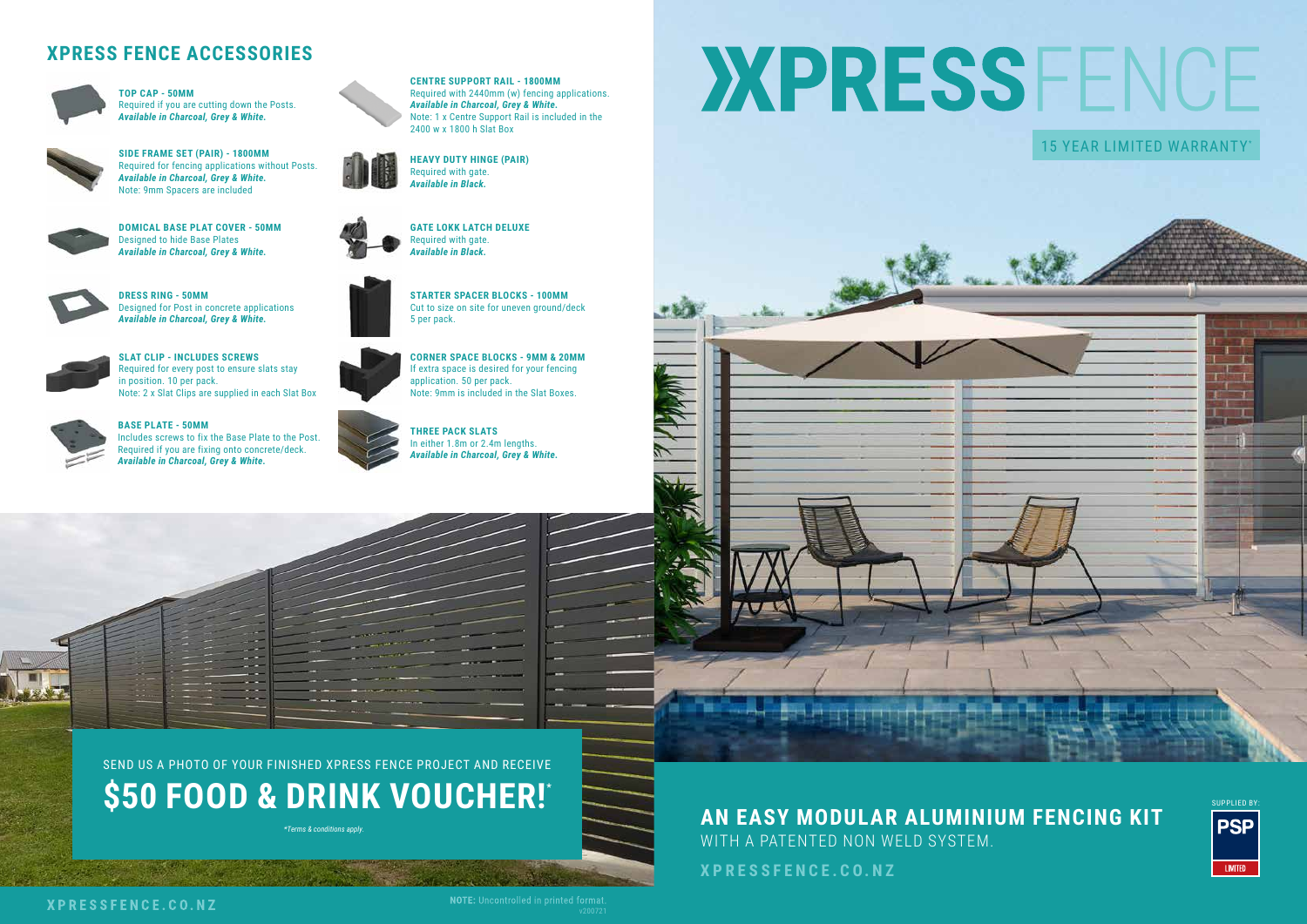## XPRESS FENCE ACCESSORIES

**TOP CAP - 50MM**
Required if you are cutting down the Posts.
***Available in Charcoal, Grey & White.***

**SIDE FRAME SET (PAIR) - 1800MM**
Required for fencing applications without Posts.
***Available in Charcoal, Grey & White.***
Note: 9mm Spacers are included

**DOMICAL BASE PLAT COVER - 50MM**
Designed to hide Base Plates
***Available in Charcoal, Grey & White.***

**DRESS RING - 50MM**
Designed for Post in concrete applications
***Available in Charcoal, Grey & White.***

**SLAT CLIP - INCLUDES SCREWS**
Required for every post to ensure slats stay in position. 10 per pack.
Note: 2 x Slat Clips are supplied in each Slat Box

**BASE PLATE - 50MM**
Includes screws to fix the Base Plate to the Post.
Required if you are fixing onto concrete/deck.
***Available in Charcoal, Grey & White.***

**CENTRE SUPPORT RAIL - 1800MM**
Required with 2440mm (w) fencing applications.
***Available in Charcoal, Grey & White.***
Note: 1 x Centre Support Rail is included in the 2400 w x 1800 h Slat Box

**HEAVY DUTY HINGE (PAIR)**
Required with gate.
***Available in Black.***

**GATE LOKK LATCH DELUXE**
Required with gate.
***Available in Black.***

**STARTER SPACER BLOCKS - 100MM**
Cut to size on site for uneven ground/deck
5 per pack.

**CORNER SPACE BLOCKS - 9MM & 20MM**
If extra space is desired for your fencing application. 50 per pack.
Note: 9mm is included in the Slat Boxes.

**THREE PACK SLATS**
In either 1.8m or 2.4m lengths.
***Available in Charcoal, Grey & White.***

SEND US A PHOTO OF YOUR FINISHED XPRESS FENCE PROJECT AND RECEIVE

## $50 FOOD & DRINK VOUCHER!*

*\*Terms & conditions apply.*

XPRESSFENCE.CO.NZ

**NOTE:** Uncontrolled in printed format.
v200721

# XPRESSFENCE

15 YEAR LIMITED WARRANTY*

## AN EASY MODULAR ALUMINIUM FENCING KIT

WITH A PATENTED NON WELD SYSTEM.

XPRESSFENCE.CO.NZ

SUPPLIED BY:
PSP LIMITED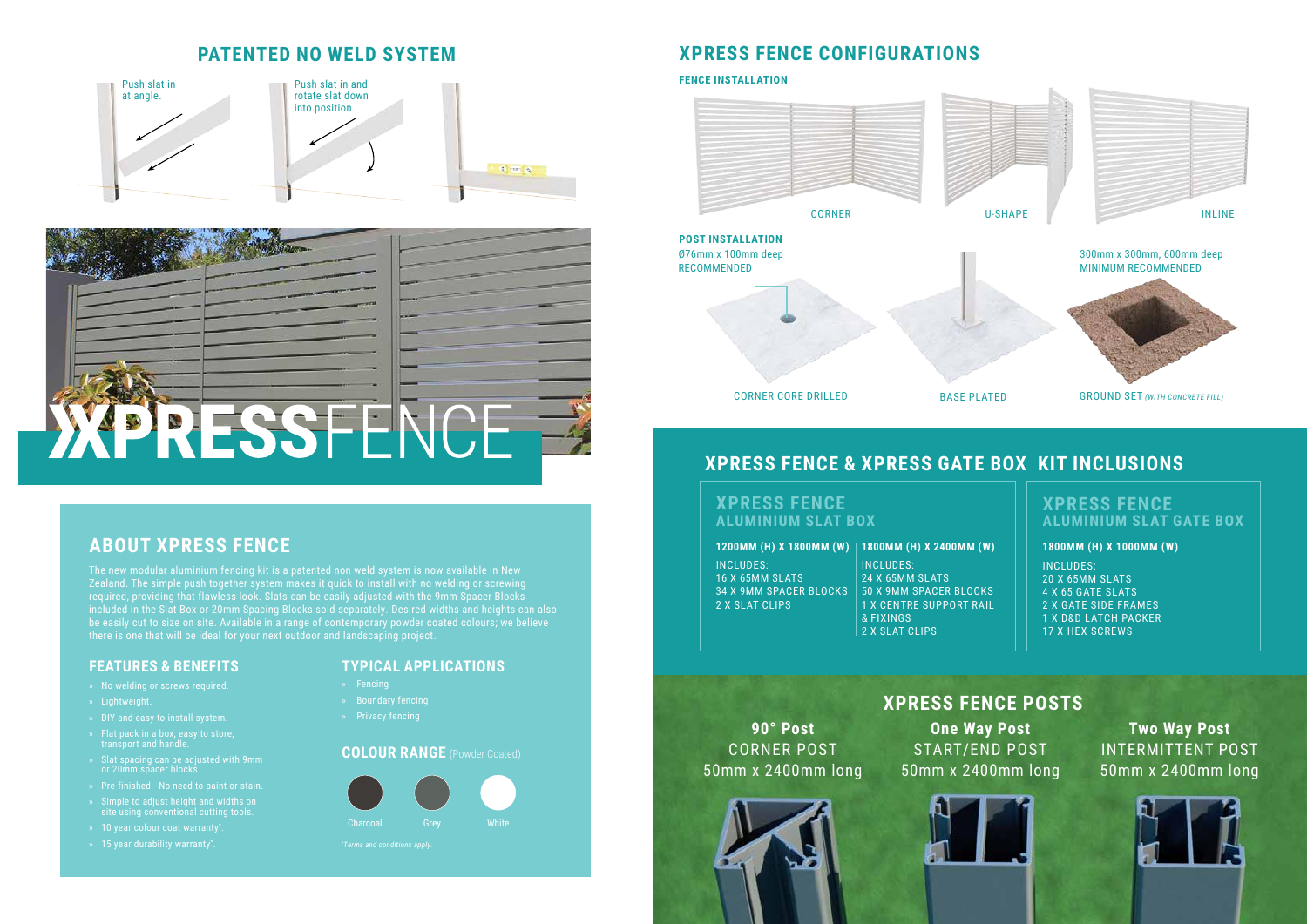## PATENTED NO WELD SYSTEM

Push slat in at angle.

Push slat in and rotate slat down into position.

# XPRESSFENCE

## ABOUT XPRESS FENCE

The new modular aluminium fencing kit is a patented non weld system is now available in New Zealand. The simple push together system makes it quick to install with no welding or screwing required, providing that flawless look. Slats can be easily adjusted with the 9mm Spacer Blocks included in the Slat Box or 20mm Spacing Blocks sold separately. Desired widths and heights can also be easily cut to size on site. Available in a range of contemporary powder coated colours; we believe there is one that will be ideal for your next outdoor and landscaping project.

### FEATURES & BENEFITS

- No welding or screws required.
- Lightweight.
- DIY and easy to install system.
- Flat pack in a box; easy to store, transport and handle.
- Slat spacing can be adjusted with 9mm or 20mm spacer blocks.
- Pre-finished - No need to paint or stain.
- Simple to adjust height and widths on site using conventional cutting tools.
- 10 year colour coat warranty*.
- 15 year durability warranty*.

### TYPICAL APPLICATIONS

- Fencing
- Boundary fencing
- Privacy fencing

### COLOUR RANGE (Powder Coated)

Charcoal

Grey

White

*Terms and conditions apply.*

## XPRESS FENCE CONFIGURATIONS

**FENCE INSTALLATION**

CORNER

U-SHAPE

INLINE

**POST INSTALLATION**

Ø76mm x 100mm deep RECOMMENDED

300mm x 300mm, 600mm deep MINIMUM RECOMMENDED

CORNER CORE DRILLED

BASE PLATED

GROUND SET *(WITH CONCRETE FILL)*

## XPRESS FENCE & XPRESS GATE BOX KIT INCLUSIONS

### XPRESS FENCE ALUMINIUM SLAT BOX

| 1200MM (H) X 1800MM (W) | 1800MM (H) X 2400MM (W) |
|---|---|
| INCLUDES:<br>16 X 65MM SLATS<br>34 X 9MM SPACER BLOCKS<br>2 X SLAT CLIPS | INCLUDES:<br>24 X 65MM SLATS<br>50 X 9MM SPACER BLOCKS<br>1 X CENTRE SUPPORT RAIL & FIXINGS<br>2 X SLAT CLIPS |

### XPRESS FENCE ALUMINIUM SLAT GATE BOX

**1800MM (H) X 1000MM (W)**

INCLUDES:
20 X 65MM SLATS
4 X 65 GATE SLATS
2 X GATE SIDE FRAMES
1 X D&D LATCH PACKER
17 X HEX SCREWS

## XPRESS FENCE POSTS

**90° Post**
CORNER POST
50mm x 2400mm long

**One Way Post**
START/END POST
50mm x 2400mm long

**Two Way Post**
INTERMITTENT POST
50mm x 2400mm long